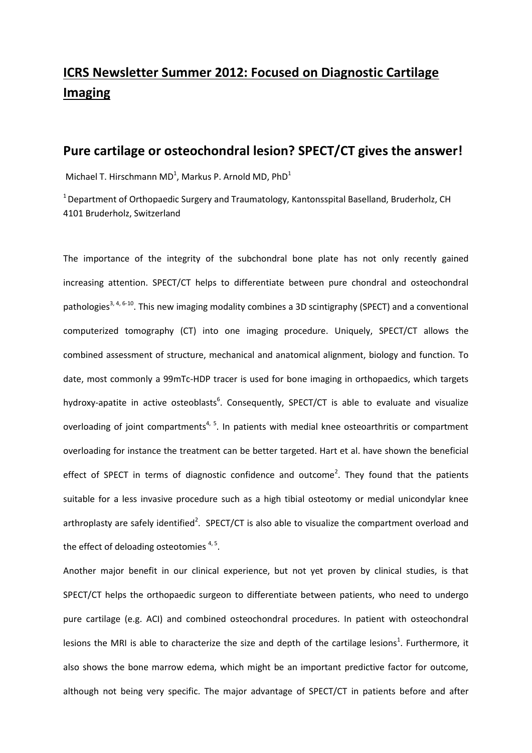# ICRS Newsletter Summer 2012: Focused on Diagnostic Cartilage Imaging

## Pure cartilage or osteochondral lesion? SPECT/CT gives the answer!

Michael T. Hirschmann MD[1], Markus P. Arnold MD, PhD[1]

[1] Department of Orthopaedic Surgery and Traumatology, Kantonsspital Baselland, Bruderholz, CH 4101 Bruderholz, Switzerland

The importance of the integrity of the subchondral bone plate has not only recently gained increasing attention. SPECT/CT helps to differentiate between pure chondral and osteochondral pathologies[3, 4, 6-10]. This new imaging modality combines a 3D scintigraphy (SPECT) and a conventional computerized tomography (CT) into one imaging procedure. Uniquely, SPECT/CT allows the combined assessment of structure, mechanical and anatomical alignment, biology and function. To date, most commonly a 99mTc-HDP tracer is used for bone imaging in orthopaedics, which targets hydroxy-apatite in active osteoblasts[6]. Consequently, SPECT/CT is able to evaluate and visualize overloading of joint compartments[4, 5]. In patients with medial knee osteoarthritis or compartment overloading for instance the treatment can be better targeted. Hart et al. have shown the beneficial effect of SPECT in terms of diagnostic confidence and outcome[2]. They found that the patients suitable for a less invasive procedure such as a high tibial osteotomy or medial unicondylar knee arthroplasty are safely identified[2]. SPECT/CT is also able to visualize the compartment overload and the effect of deloading osteotomies [4, 5].

Another major benefit in our clinical experience, but not yet proven by clinical studies, is that SPECT/CT helps the orthopaedic surgeon to differentiate between patients, who need to undergo pure cartilage (e.g. ACI) and combined osteochondral procedures. In patient with osteochondral lesions the MRI is able to characterize the size and depth of the cartilage lesions[1]. Furthermore, it also shows the bone marrow edema, which might be an important predictive factor for outcome, although not being very specific. The major advantage of SPECT/CT in patients before and after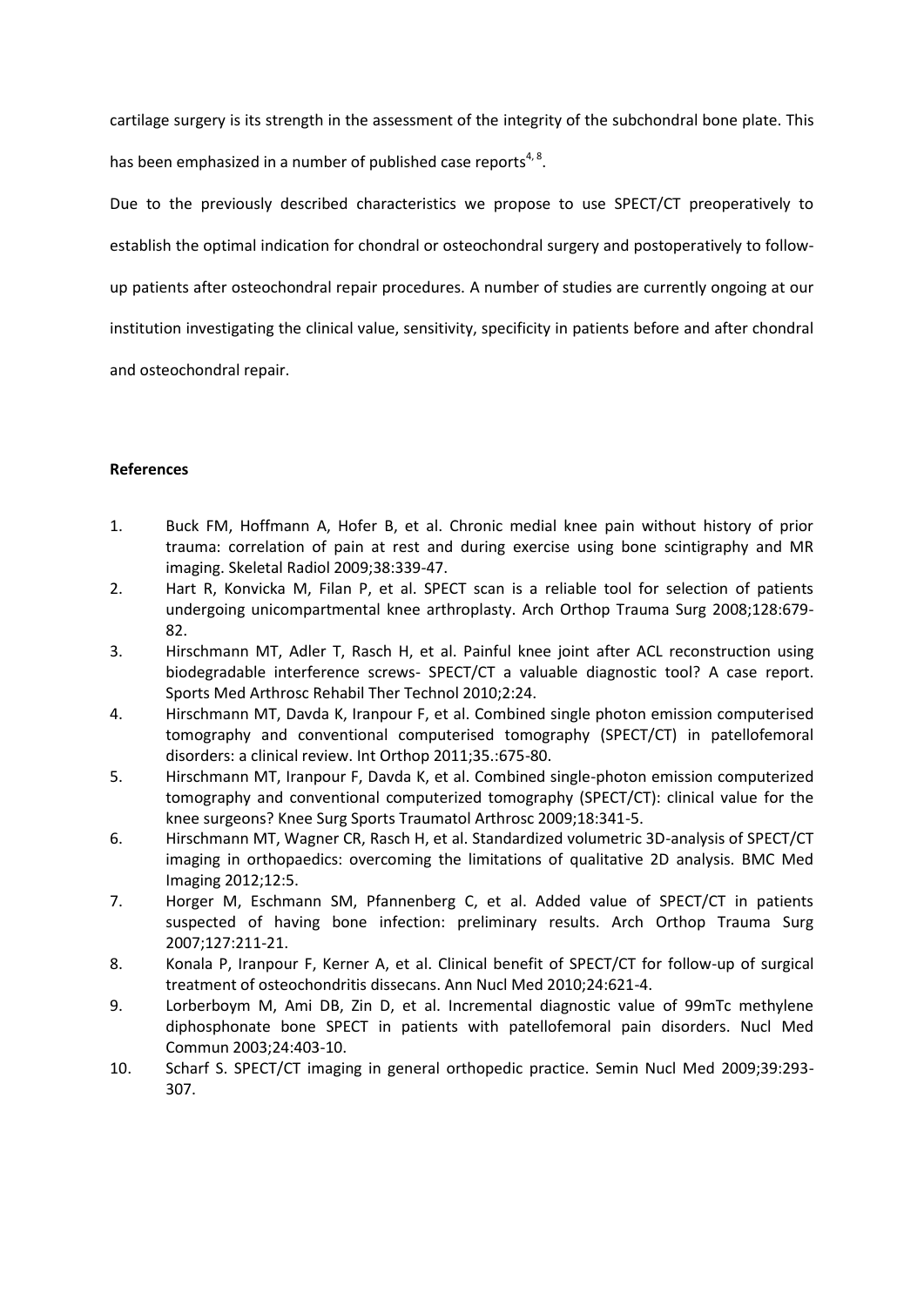cartilage surgery is its strength in the assessment of the integrity of the subchondral bone plate. This has been emphasized in a number of published case reports[4, 8].

Due to the previously described characteristics we propose to use SPECT/CT preoperatively to establish the optimal indication for chondral or osteochondral surgery and postoperatively to follow-up patients after osteochondral repair procedures. A number of studies are currently ongoing at our institution investigating the clinical value, sensitivity, specificity in patients before and after chondral and osteochondral repair.

**References**

1. Buck FM, Hoffmann A, Hofer B, et al. Chronic medial knee pain without history of prior trauma: correlation of pain at rest and during exercise using bone scintigraphy and MR imaging. Skeletal Radiol 2009;38:339-47.
2. Hart R, Konvicka M, Filan P, et al. SPECT scan is a reliable tool for selection of patients undergoing unicompartmental knee arthroplasty. Arch Orthop Trauma Surg 2008;128:679-82.
3. Hirschmann MT, Adler T, Rasch H, et al. Painful knee joint after ACL reconstruction using biodegradable interference screws- SPECT/CT a valuable diagnostic tool? A case report. Sports Med Arthrosc Rehabil Ther Technol 2010;2:24.
4. Hirschmann MT, Davda K, Iranpour F, et al. Combined single photon emission computerised tomography and conventional computerised tomography (SPECT/CT) in patellofemoral disorders: a clinical review. Int Orthop 2011;35.:675-80.
5. Hirschmann MT, Iranpour F, Davda K, et al. Combined single-photon emission computerized tomography and conventional computerized tomography (SPECT/CT): clinical value for the knee surgeons? Knee Surg Sports Traumatol Arthrosc 2009;18:341-5.
6. Hirschmann MT, Wagner CR, Rasch H, et al. Standardized volumetric 3D-analysis of SPECT/CT imaging in orthopaedics: overcoming the limitations of qualitative 2D analysis. BMC Med Imaging 2012;12:5.
7. Horger M, Eschmann SM, Pfannenberg C, et al. Added value of SPECT/CT in patients suspected of having bone infection: preliminary results. Arch Orthop Trauma Surg 2007;127:211-21.
8. Konala P, Iranpour F, Kerner A, et al. Clinical benefit of SPECT/CT for follow-up of surgical treatment of osteochondritis dissecans. Ann Nucl Med 2010;24:621-4.
9. Lorberboym M, Ami DB, Zin D, et al. Incremental diagnostic value of 99mTc methylene diphosphonate bone SPECT in patients with patellofemoral pain disorders. Nucl Med Commun 2003;24:403-10.
10. Scharf S. SPECT/CT imaging in general orthopedic practice. Semin Nucl Med 2009;39:293-307.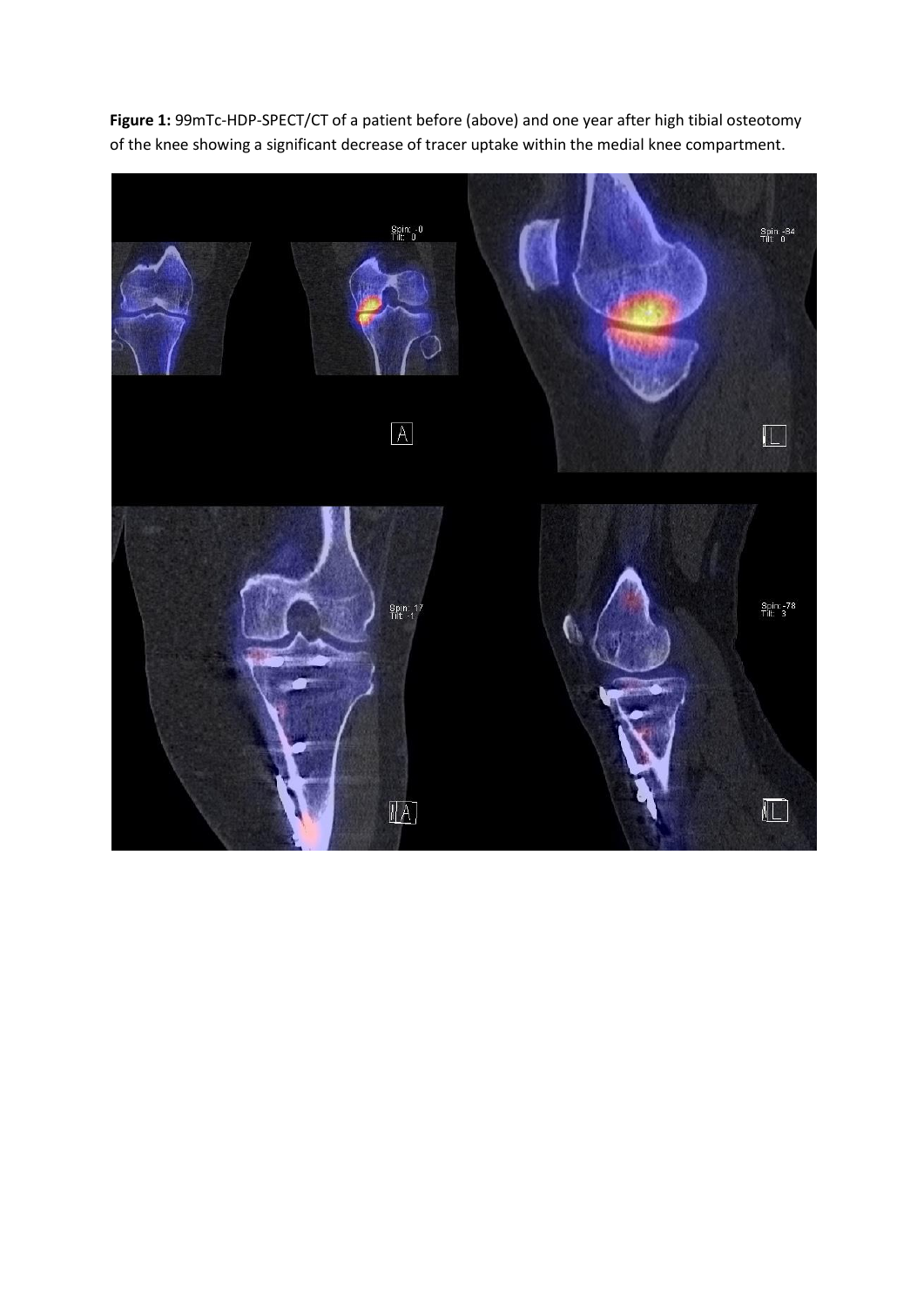**Figure 1:** 99mTc-HDP-SPECT/CT of a patient before (above) and one year after high tibial osteotomy of the knee showing a significant decrease of tracer uptake within the medial knee compartment.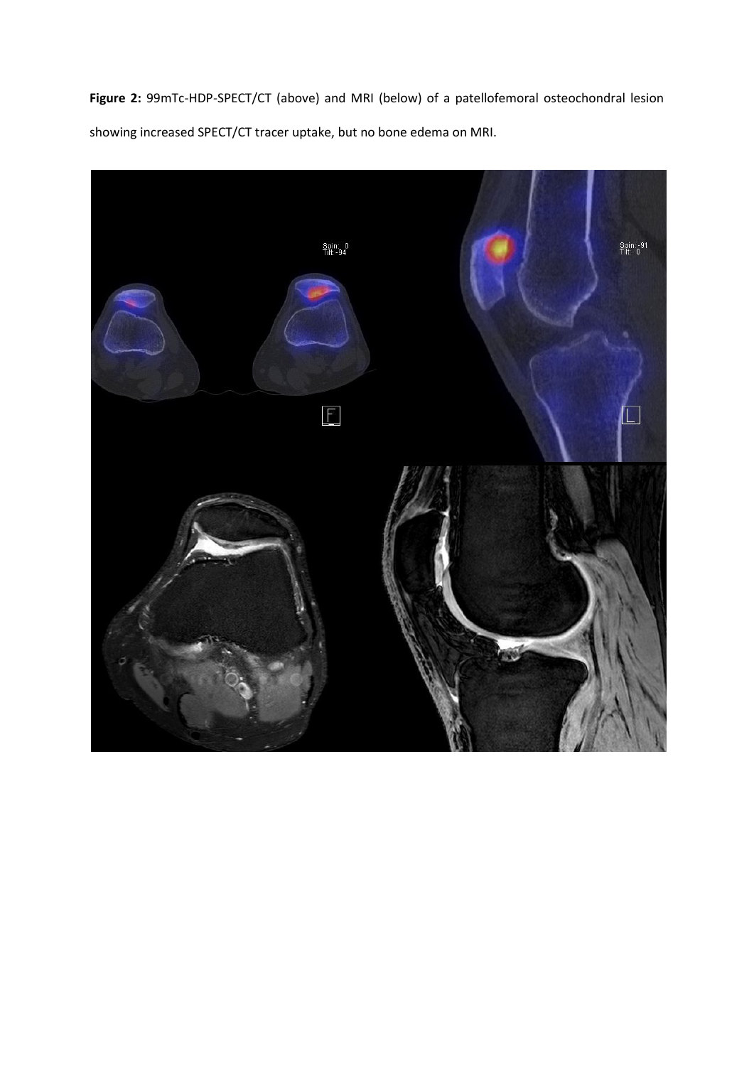**Figure 2:** 99mTc-HDP-SPECT/CT (above) and MRI (below) of a patellofemoral osteochondral lesion showing increased SPECT/CT tracer uptake, but no bone edema on MRI.